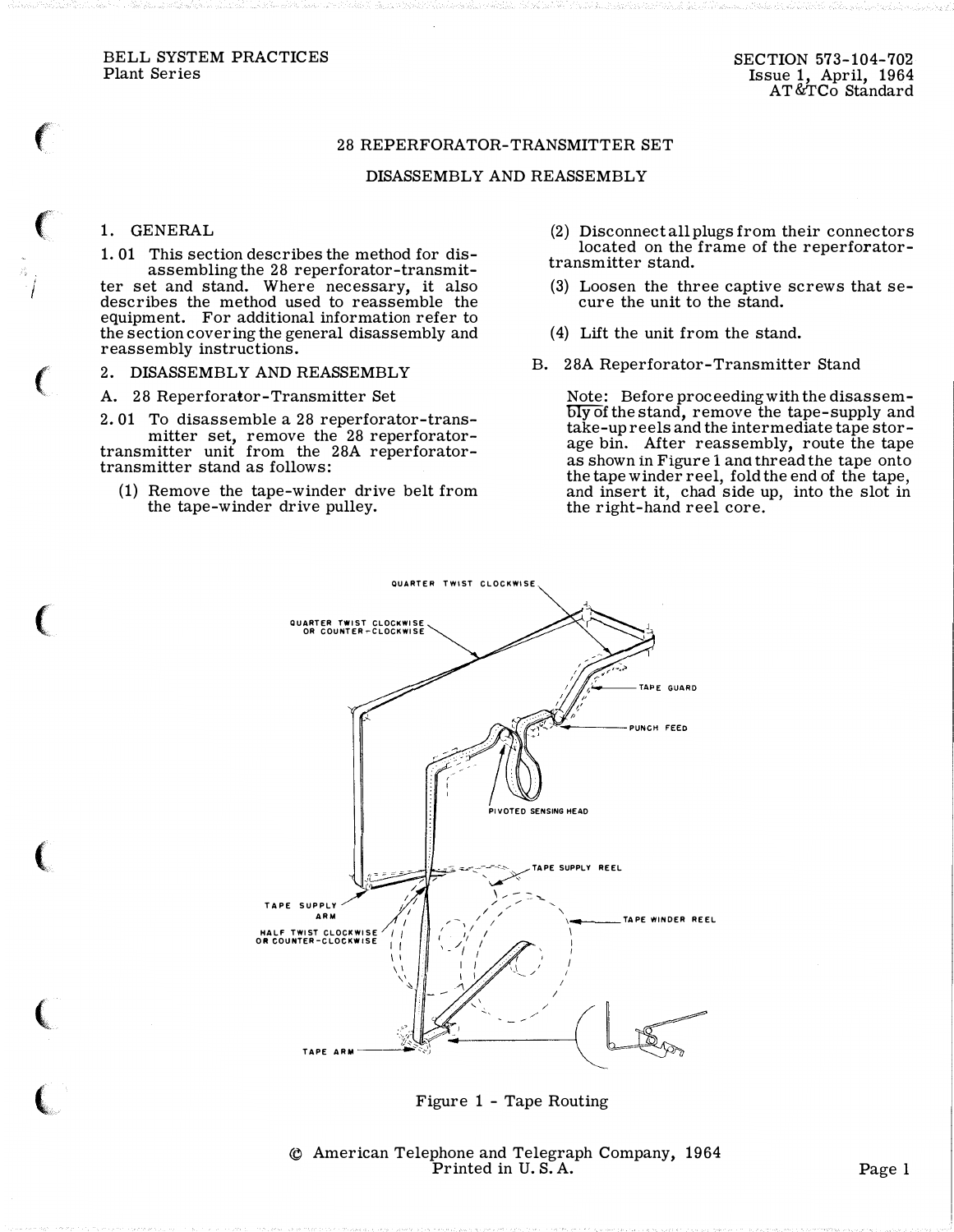# 28 REPERFORATOR-TRANSMITTER SET

## DISASSEMBLY AND REASSEMBLY

## 1. GENERAL

1.01 This section describes the method for disassembling the 28 reperforator-transmitter set and stand. Where necessary, it also describes the method used to reassemble the equipment. For additional information refer to the section covering the general disassembly and reassembly instructions.

## 2. DISASSEMBLY AND REASSEMBLY

### A. 28 Reperforator-Transmitter Set

2.01 To disassemble a 28 reperforator-transmitter set, remove the 28 reperforator-transmitter unit from the 28A reperforator-transmitter stand as follows:

(1) Remove the tape-winder drive belt from the tape-winder drive pulley.

(2) Disconnect all plugs from their connectors located on the frame of the reperforator-transmitter stand.

(3) Loosen the three captive screws that secure the unit to the stand.

(4) Lift the unit from the stand.

### B. 28A Reperforator-Transmitter Stand

Note: Before proceeding with the disassembly of the stand, remove the tape-supply and take-up reels and the intermediate tape storage bin. After reassembly, route the tape as shown in Figure 1 and thread the tape onto the tape winder reel, fold the end of the tape, and insert it, chad side up, into the slot in the right-hand reel core.

QUARTER TWIST CLOCKWISE
QUARTER TWIST CLOCKWISE OR COUNTER-CLOCKWISE
TAPE GUARD
PUNCH FEED
PIVOTED SENSING HEAD
TAPE SUPPLY REEL
TAPE SUPPLY ARM
TAPE WINDER REEL
HALF TWIST CLOCKWISE OR COUNTER-CLOCKWISE
TAPE ARM

Figure 1 - Tape Routing

© American Telephone and Telegraph Company, 1964
Printed in U. S. A.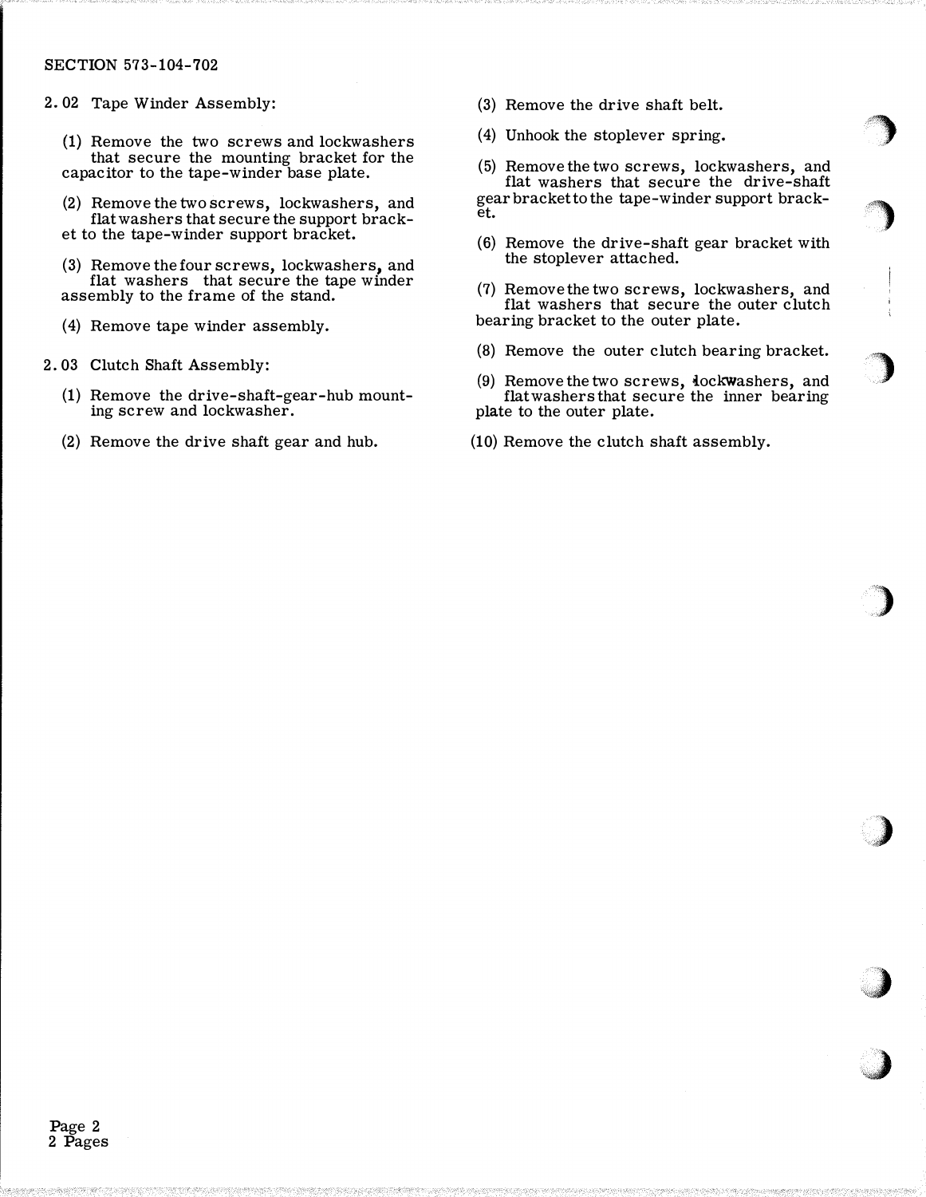2.02 Tape Winder Assembly:

(1) Remove the two screws and lockwashers that secure the mounting bracket for the capacitor to the tape-winder base plate.

(2) Remove the two screws, lockwashers, and flat washers that secure the support bracket to the tape-winder support bracket.

(3) Remove the four screws, lockwashers, and flat washers that secure the tape winder assembly to the frame of the stand.

(4) Remove tape winder assembly.

2.03 Clutch Shaft Assembly:

(1) Remove the drive-shaft-gear-hub mounting screw and lockwasher.

(2) Remove the drive shaft gear and hub.

(3) Remove the drive shaft belt.

(4) Unhook the stoplever spring.

(5) Remove the two screws, lockwashers, and flat washers that secure the drive-shaft gear bracket to the tape-winder support bracket.

(6) Remove the drive-shaft gear bracket with the stoplever attached.

(7) Remove the two screws, lockwashers, and flat washers that secure the outer clutch bearing bracket to the outer plate.

(8) Remove the outer clutch bearing bracket.

(9) Remove the two screws, lockwashers, and flat washers that secure the inner bearing plate to the outer plate.

(10) Remove the clutch shaft assembly.